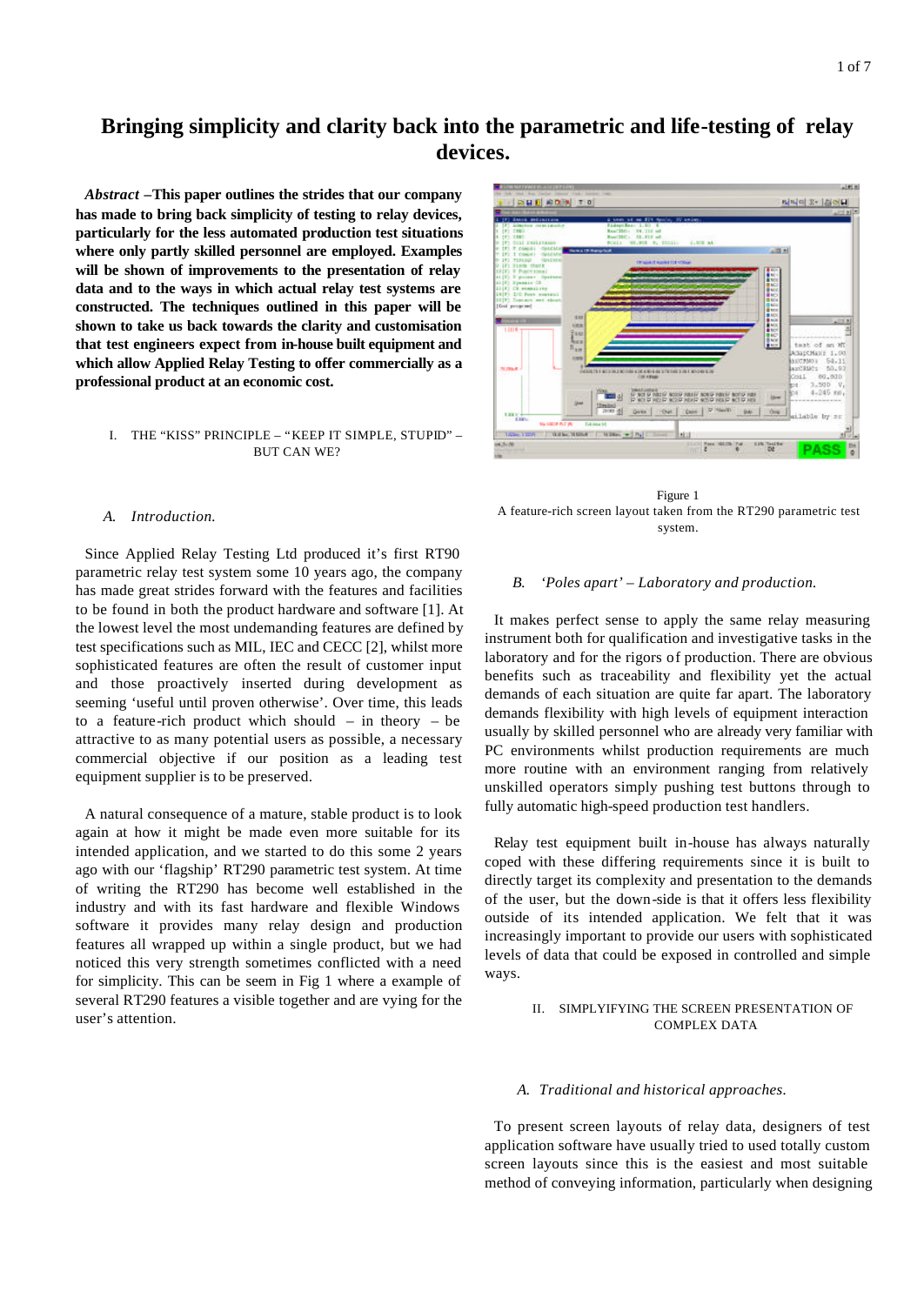# Bringing simplicity and clarity back into the parametric and life-testing of relay devices.

***Abstract* –This paper outlines the strides that our company has made to bring back simplicity of testing to relay devices, particularly for the less automated production test situations where only partly skilled personnel are employed. Examples will be shown of improvements to the presentation of relay data and to the ways in which actual relay test systems are constructed. The techniques outlined in this paper will be shown to take us back towards the clarity and customisation that test engineers expect from in-house built equipment and which allow Applied Relay Testing to offer commercially as a professional product at an economic cost.**

## I. THE "KISS" PRINCIPLE – "KEEP IT SIMPLE, STUPID" – BUT CAN WE?

### *A. Introduction.*

Since Applied Relay Testing Ltd produced it's first RT90 parametric relay test system some 10 years ago, the company has made great strides forward with the features and facilities to be found in both the product hardware and software [1]. At the lowest level the most undemanding features are defined by test specifications such as MIL, IEC and CECC [2], whilst more sophisticated features are often the result of customer input and those proactively inserted during development as seeming 'useful until proven otherwise'. Over time, this leads to a feature-rich product which should – in theory – be attractive to as many potential users as possible, a necessary commercial objective if our position as a leading test equipment supplier is to be preserved.

A natural consequence of a mature, stable product is to look again at how it might be made even more suitable for its intended application, and we started to do this some 2 years ago with our 'flagship' RT290 parametric test system. At time of writing the RT290 has become well established in the industry and with its fast hardware and flexible Windows software it provides many relay design and production features all wrapped up within a single product, but we had noticed this very strength sometimes conflicted with a need for simplicity. This can be seem in Fig 1 where a example of several RT290 features a visible together and are vying for the user's attention.

Figure 1
A feature-rich screen layout taken from the RT290 parametric test system.

### *B. 'Poles apart' – Laboratory and production.*

It makes perfect sense to apply the same relay measuring instrument both for qualification and investigative tasks in the laboratory and for the rigors of production. There are obvious benefits such as traceability and flexibility yet the actual demands of each situation are quite far apart. The laboratory demands flexibility with high levels of equipment interaction usually by skilled personnel who are already very familiar with PC environments whilst production requirements are much more routine with an environment ranging from relatively unskilled operators simply pushing test buttons through to fully automatic high-speed production test handlers.

Relay test equipment built in-house has always naturally coped with these differing requirements since it is built to directly target its complexity and presentation to the demands of the user, but the down-side is that it offers less flexibility outside of its intended application. We felt that it was increasingly important to provide our users with sophisticated levels of data that could be exposed in controlled and simple ways.

## II. SIMPLYIFYING THE SCREEN PRESENTATION OF COMPLEX DATA

### *A. Traditional and historical approaches.*

To present screen layouts of relay data, designers of test application software have usually tried to used totally custom screen layouts since this is the easiest and most suitable method of conveying information, particularly when designing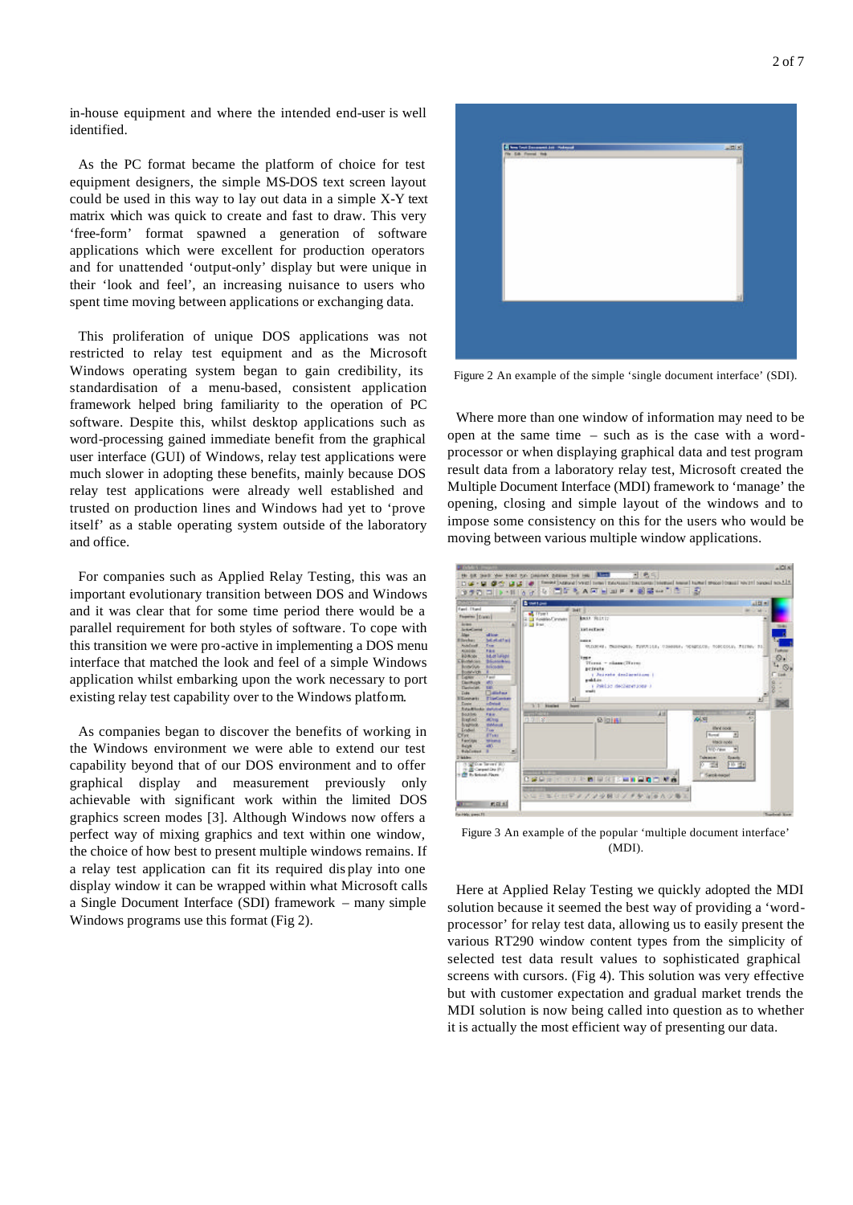in-house equipment and where the intended end-user is well identified.

As the PC format became the platform of choice for test equipment designers, the simple MS-DOS text screen layout could be used in this way to lay out data in a simple X-Y text matrix which was quick to create and fast to draw. This very 'free-form' format spawned a generation of software applications which were excellent for production operators and for unattended 'output-only' display but were unique in their 'look and feel', an increasing nuisance to users who spent time moving between applications or exchanging data.

This proliferation of unique DOS applications was not restricted to relay test equipment and as the Microsoft Windows operating system began to gain credibility, its standardisation of a menu-based, consistent application framework helped bring familiarity to the operation of PC software. Despite this, whilst desktop applications such as word-processing gained immediate benefit from the graphical user interface (GUI) of Windows, relay test applications were much slower in adopting these benefits, mainly because DOS relay test applications were already well established and trusted on production lines and Windows had yet to 'prove itself' as a stable operating system outside of the laboratory and office.

For companies such as Applied Relay Testing, this was an important evolutionary transition between DOS and Windows and it was clear that for some time period there would be a parallel requirement for both styles of software. To cope with this transition we were pro-active in implementing a DOS menu interface that matched the look and feel of a simple Windows application whilst embarking upon the work necessary to port existing relay test capability over to the Windows platform.

As companies began to discover the benefits of working in the Windows environment we were able to extend our test capability beyond that of our DOS environment and to offer graphical display and measurement previously only achievable with significant work within the limited DOS graphics screen modes [3]. Although Windows now offers a perfect way of mixing graphics and text within one window, the choice of how best to present multiple windows remains. If a relay test application can fit its required display into one display window it can be wrapped within what Microsoft calls a Single Document Interface (SDI) framework – many simple Windows programs use this format (Fig 2).

Figure 2 An example of the simple 'single document interface' (SDI).

Where more than one window of information may need to be open at the same time – such as is the case with a word-processor or when displaying graphical data and test program result data from a laboratory relay test, Microsoft created the Multiple Document Interface (MDI) framework to 'manage' the opening, closing and simple layout of the windows and to impose some consistency on this for the users who would be moving between various multiple window applications.

Figure 3 An example of the popular 'multiple document interface' (MDI).

Here at Applied Relay Testing we quickly adopted the MDI solution because it seemed the best way of providing a 'word-processor' for relay test data, allowing us to easily present the various RT290 window content types from the simplicity of selected test data result values to sophisticated graphical screens with cursors. (Fig 4). This solution was very effective but with customer expectation and gradual market trends the MDI solution is now being called into question as to whether it is actually the most efficient way of presenting our data.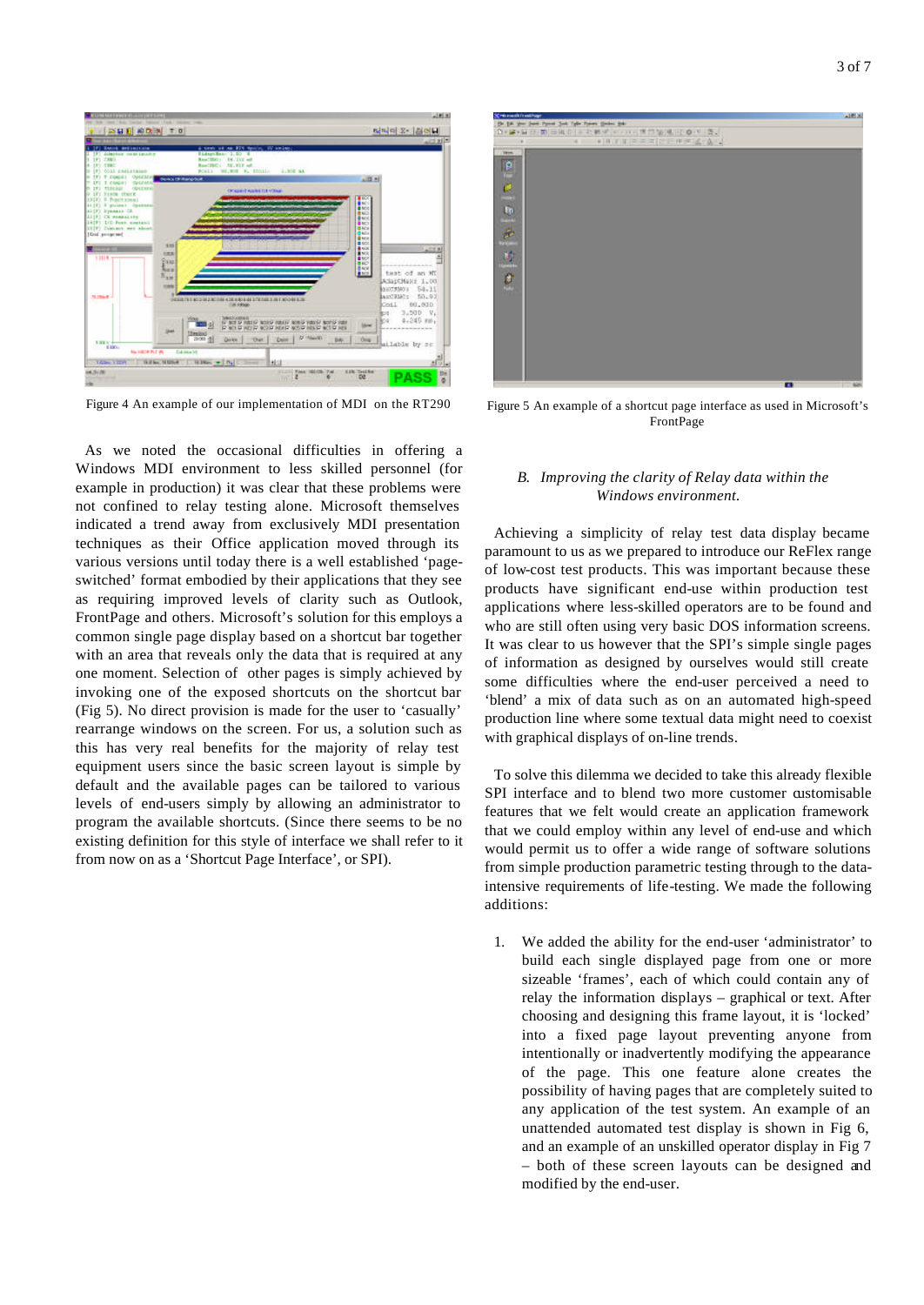Figure 4 An example of our implementation of MDI on the RT290

Figure 5 An example of a shortcut page interface as used in Microsoft's FrontPage

As we noted the occasional difficulties in offering a Windows MDI environment to less skilled personnel (for example in production) it was clear that these problems were not confined to relay testing alone. Microsoft themselves indicated a trend away from exclusively MDI presentation techniques as their Office application moved through its various versions until today there is a well established 'page-switched' format embodied by their applications that they see as requiring improved levels of clarity such as Outlook, FrontPage and others. Microsoft's solution for this employs a common single page display based on a shortcut bar together with an area that reveals only the data that is required at any one moment. Selection of other pages is simply achieved by invoking one of the exposed shortcuts on the shortcut bar (Fig 5). No direct provision is made for the user to 'casually' rearrange windows on the screen. For us, a solution such as this has very real benefits for the majority of relay test equipment users since the basic screen layout is simple by default and the available pages can be tailored to various levels of end-users simply by allowing an administrator to program the available shortcuts. (Since there seems to be no existing definition for this style of interface we shall refer to it from now on as a 'Shortcut Page Interface', or SPI).

### *B. Improving the clarity of Relay data within the Windows environment.*

Achieving a simplicity of relay test data display became paramount to us as we prepared to introduce our ReFlex range of low-cost test products. This was important because these products have significant end-use within production test applications where less-skilled operators are to be found and who are still often using very basic DOS information screens. It was clear to us however that the SPI's simple single pages of information as designed by ourselves would still create some difficulties where the end-user perceived a need to 'blend' a mix of data such as on an automated high-speed production line where some textual data might need to coexist with graphical displays of on-line trends.

To solve this dilemma we decided to take this already flexible SPI interface and to blend two more customer customisable features that we felt would create an application framework that we could employ within any level of end-use and which would permit us to offer a wide range of software solutions from simple production parametric testing through to the data-intensive requirements of life-testing. We made the following additions:

1. We added the ability for the end-user 'administrator' to build each single displayed page from one or more sizeable 'frames', each of which could contain any of relay the information displays – graphical or text. After choosing and designing this frame layout, it is 'locked' into a fixed page layout preventing anyone from intentionally or inadvertently modifying the appearance of the page. This one feature alone creates the possibility of having pages that are completely suited to any application of the test system. An example of an unattended automated test display is shown in Fig 6, and an example of an unskilled operator display in Fig 7 – both of these screen layouts can be designed and modified by the end-user.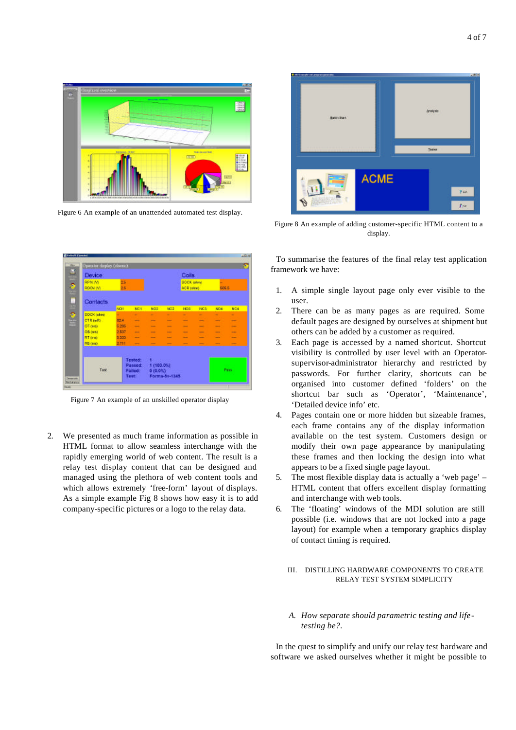Figure 6 An example of an unattended automated test display.

Figure 7 An example of an unskilled operator display

2. We presented as much frame information as possible in HTML format to allow seamless interchange with the rapidly emerging world of web content. The result is a relay test display content that can be designed and managed using the plethora of web content tools and which allows extremely 'free-form' layout of displays. As a simple example Fig 8 shows how easy it is to add company-specific pictures or a logo to the relay data.

Figure 8 An example of adding customer-specific HTML content to a display.

To summarise the features of the final relay test application framework we have:

1. A simple single layout page only ever visible to the user.
2. There can be as many pages as are required. Some default pages are designed by ourselves at shipment but others can be added by a customer as required.
3. Each page is accessed by a named shortcut. Shortcut visibility is controlled by user level with an Operator-supervisor-administrator hierarchy and restricted by passwords. For further clarity, shortcuts can be organised into customer defined 'folders' on the shortcut bar such as 'Operator', 'Maintenance', 'Detailed device info' etc.
4. Pages contain one or more hidden but sizeable frames, each frame contains any of the display information available on the test system. Customers design or modify their own page appearance by manipulating these frames and then locking the design into what appears to be a fixed single page layout.
5. The most flexible display data is actually a 'web page' – HTML content that offers excellent display formatting and interchange with web tools.
6. The 'floating' windows of the MDI solution are still possible (i.e. windows that are not locked into a page layout) for example when a temporary graphics display of contact timing is required.

## III. DISTILLING HARDWARE COMPONENTS TO CREATE RELAY TEST SYSTEM SIMPLICITY

### *A. How separate should parametric testing and life-testing be?.*

In the quest to simplify and unify our relay test hardware and software we asked ourselves whether it might be possible to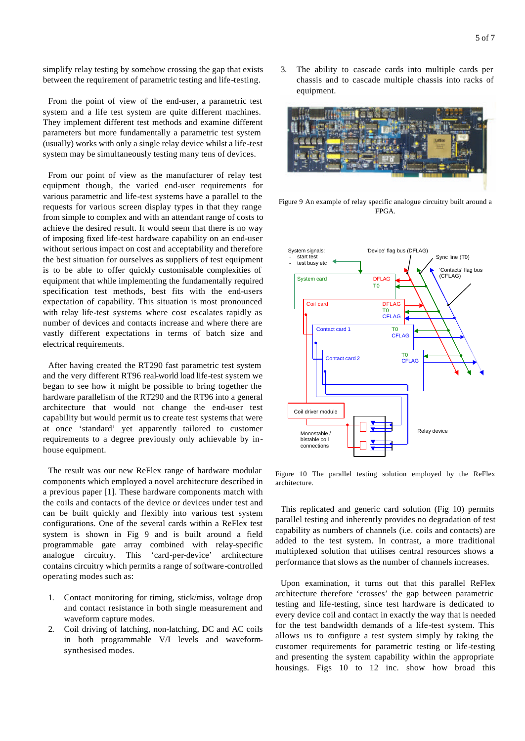simplify relay testing by somehow crossing the gap that exists between the requirement of parametric testing and life-testing.

From the point of view of the end-user, a parametric test system and a life test system are quite different machines. They implement different test methods and examine different parameters but more fundamentally a parametric test system (usually) works with only a single relay device whilst a life-test system may be simultaneously testing many tens of devices.

From our point of view as the manufacturer of relay test equipment though, the varied end-user requirements for various parametric and life-test systems have a parallel to the requests for various screen display types in that they range from simple to complex and with an attendant range of costs to achieve the desired result. It would seem that there is no way of imposing fixed life-test hardware capability on an end-user without serious impact on cost and acceptability and therefore the best situation for ourselves as suppliers of test equipment is to be able to offer quickly customisable complexities of equipment that while implementing the fundamentally required specification test methods, best fits with the end-users expectation of capability. This situation is most pronounced with relay life-test systems where cost escalates rapidly as number of devices and contacts increase and where there are vastly different expectations in terms of batch size and electrical requirements.

After having created the RT290 fast parametric test system and the very different RT96 real-world load life-test system we began to see how it might be possible to bring together the hardware parallelism of the RT290 and the RT96 into a general architecture that would not change the end-user test capability but would permit us to create test systems that were at once 'standard' yet apparently tailored to customer requirements to a degree previously only achievable by in-house equipment.

The result was our new ReFlex range of hardware modular components which employed a novel architecture described in a previous paper [1]. These hardware components match with the coils and contacts of the device or devices under test and can be built quickly and flexibly into various test system configurations. One of the several cards within a ReFlex test system is shown in Fig 9 and is built around a field programmable gate array combined with relay-specific analogue circuitry. This 'card-per-device' architecture contains circuitry which permits a range of software-controlled operating modes such as:

1. Contact monitoring for timing, stick/miss, voltage drop and contact resistance in both single measurement and waveform capture modes.
2. Coil driving of latching, non-latching, DC and AC coils in both programmable V/I levels and waveform-synthesised modes.
3. The ability to cascade cards into multiple cards per chassis and to cascade multiple chassis into racks of equipment.

Figure 9 An example of relay specific analogue circuitry built around a FPGA.

Figure 10 The parallel testing solution employed by the ReFlex architecture.

This replicated and generic card solution (Fig 10) permits parallel testing and inherently provides no degradation of test capability as numbers of channels (i.e. coils and contacts) are added to the test system. In contrast, a more traditional multiplexed solution that utilises central resources shows a performance that slows as the number of channels increases.

Upon examination, it turns out that this parallel ReFlex architecture therefore 'crosses' the gap between parametric testing and life-testing, since test hardware is dedicated to every device coil and contact in exactly the way that is needed for the test bandwidth demands of a life-test system. This allows us to configure a test system simply by taking the customer requirements for parametric testing or life-testing and presenting the system capability within the appropriate housings. Figs 10 to 12 inc. show how broad this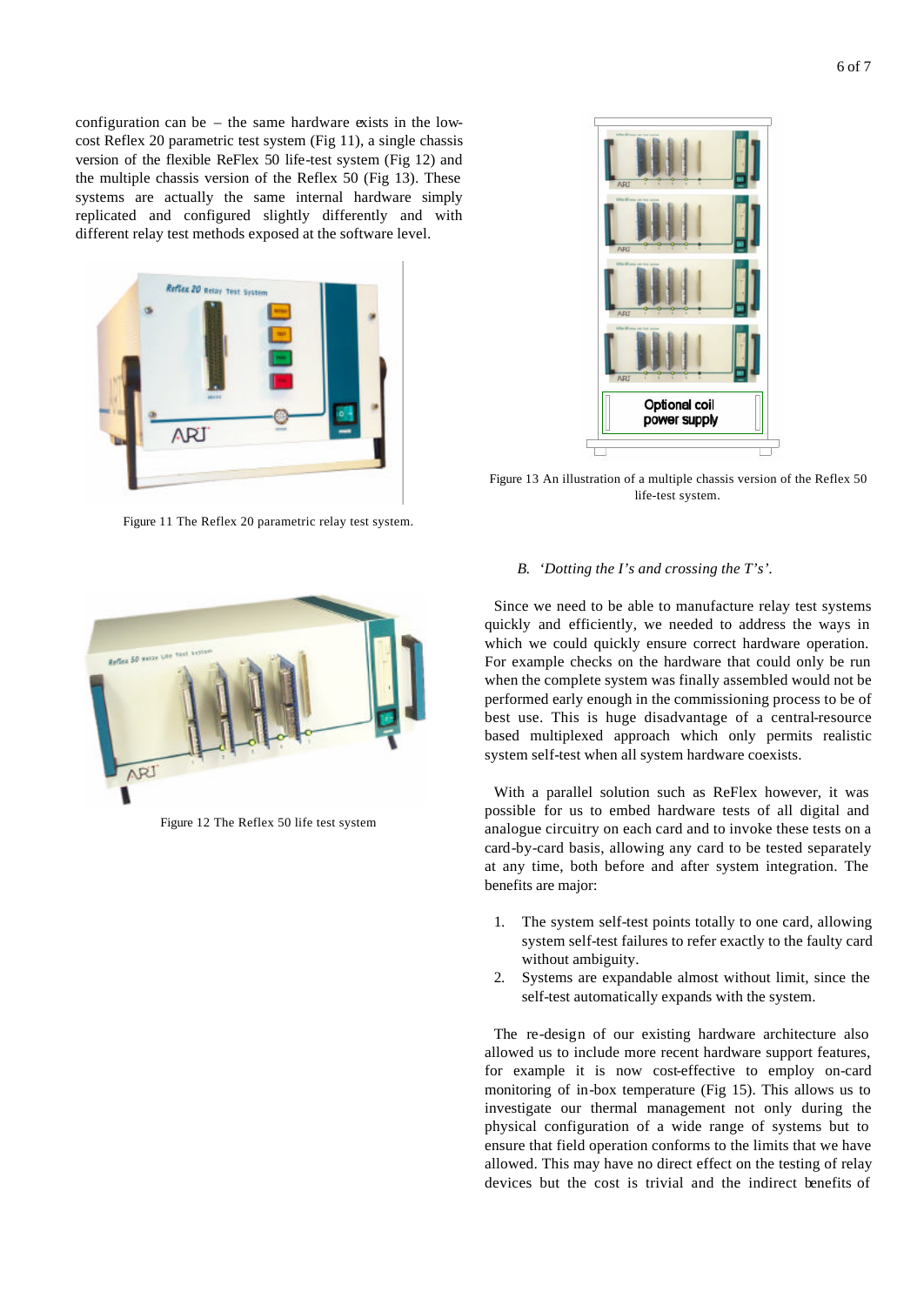configuration can be – the same hardware exists in the low-cost Reflex 20 parametric test system (Fig 11), a single chassis version of the flexible ReFlex 50 life-test system (Fig 12) and the multiple chassis version of the Reflex 50 (Fig 13). These systems are actually the same internal hardware simply replicated and configured slightly differently and with different relay test methods exposed at the software level.

Figure 11 The Reflex 20 parametric relay test system.

Figure 12 The Reflex 50 life test system

Figure 13 An illustration of a multiple chassis version of the Reflex 50 life-test system.

### B. *'Dotting the I's and crossing the T's'.*

Since we need to be able to manufacture relay test systems quickly and efficiently, we needed to address the ways in which we could quickly ensure correct hardware operation. For example checks on the hardware that could only be run when the complete system was finally assembled would not be performed early enough in the commissioning process to be of best use. This is huge disadvantage of a central-resource based multiplexed approach which only permits realistic system self-test when all system hardware coexists.

With a parallel solution such as ReFlex however, it was possible for us to embed hardware tests of all digital and analogue circuitry on each card and to invoke these tests on a card-by-card basis, allowing any card to be tested separately at any time, both before and after system integration. The benefits are major:

1. The system self-test points totally to one card, allowing system self-test failures to refer exactly to the faulty card without ambiguity.
2. Systems are expandable almost without limit, since the self-test automatically expands with the system.

The re-design of our existing hardware architecture also allowed us to include more recent hardware support features, for example it is now cost-effective to employ on-card monitoring of in-box temperature (Fig 15). This allows us to investigate our thermal management not only during the physical configuration of a wide range of systems but to ensure that field operation conforms to the limits that we have allowed. This may have no direct effect on the testing of relay devices but the cost is trivial and the indirect benefits of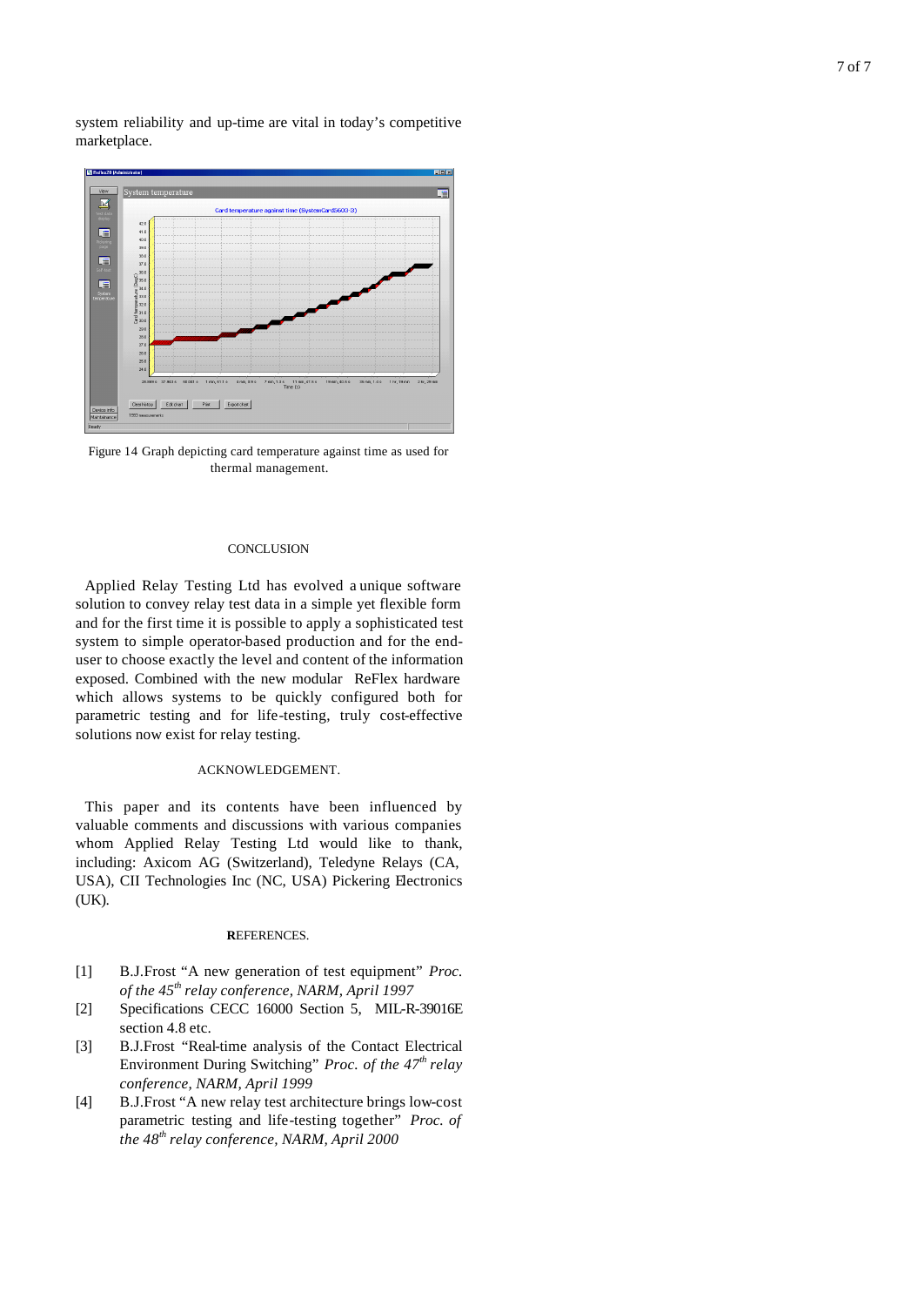system reliability and up-time are vital in today's competitive marketplace.

System temperature

Card temperature against time (SystemCard5600-3)

Figure 14 Graph depicting card temperature against time as used for thermal management.

## CONCLUSION

Applied Relay Testing Ltd has evolved a unique software solution to convey relay test data in a simple yet flexible form and for the first time it is possible to apply a sophisticated test system to simple operator-based production and for the end-user to choose exactly the level and content of the information exposed. Combined with the new modular ReFlex hardware which allows systems to be quickly configured both for parametric testing and for life-testing, truly cost-effective solutions now exist for relay testing.

## ACKNOWLEDGEMENT.

This paper and its contents have been influenced by valuable comments and discussions with various companies whom Applied Relay Testing Ltd would like to thank, including: Axicom AG (Switzerland), Teledyne Relays (CA, USA), CII Technologies Inc (NC, USA) Pickering Electronics (UK).

## REFERENCES.

[1] B.J.Frost "A new generation of test equipment" *Proc. of the 45th relay conference, NARM, April 1997*

[2] Specifications CECC 16000 Section 5, MIL-R-39016E section 4.8 etc.

[3] B.J.Frost "Real-time analysis of the Contact Electrical Environment During Switching" *Proc. of the 47th relay conference, NARM, April 1999*

[4] B.J.Frost "A new relay test architecture brings low-cost parametric testing and life-testing together" *Proc. of the 48th relay conference, NARM, April 2000*